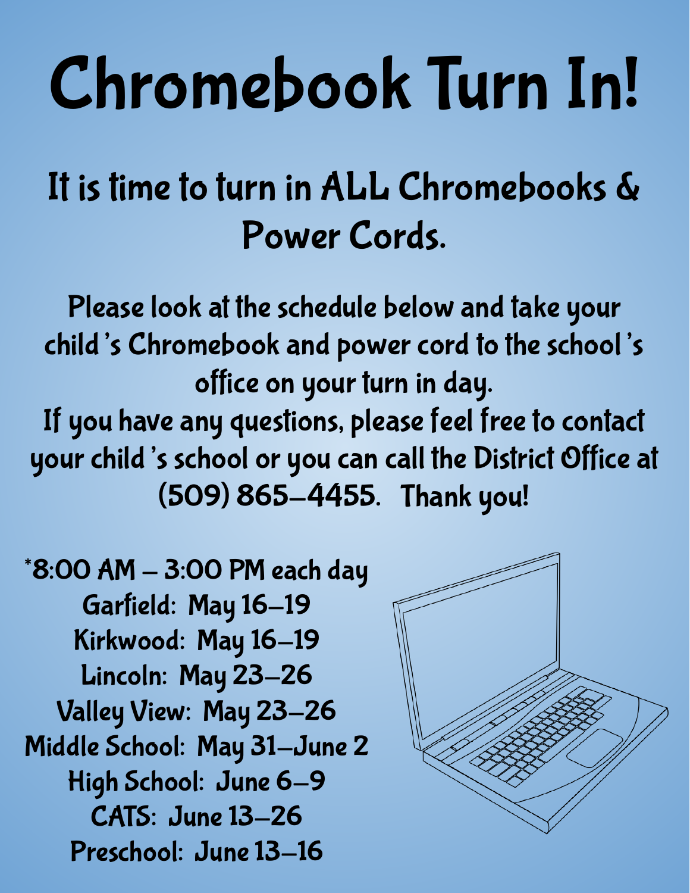# Chromebook Turn In!

## It is time to turn in ALL Chromebooks & Power Cords.

Please look at the schedule below and take your child's Chromebook and power cord to the school's office on your turn in day.

If you have any questions, please feel free to contact your child's school or you can call the District Office at (509) 865-4455. Thank you!

*8:00 AM – 3:00 PM each day

Garfield: May 16-19

Kirkwood: May 16-19

Lincoln: May 23-26

Valley View: May 23-26

Middle School: May 31-June 2

High School: June 6-9

CATS: June 13-26

Preschool: June 13-16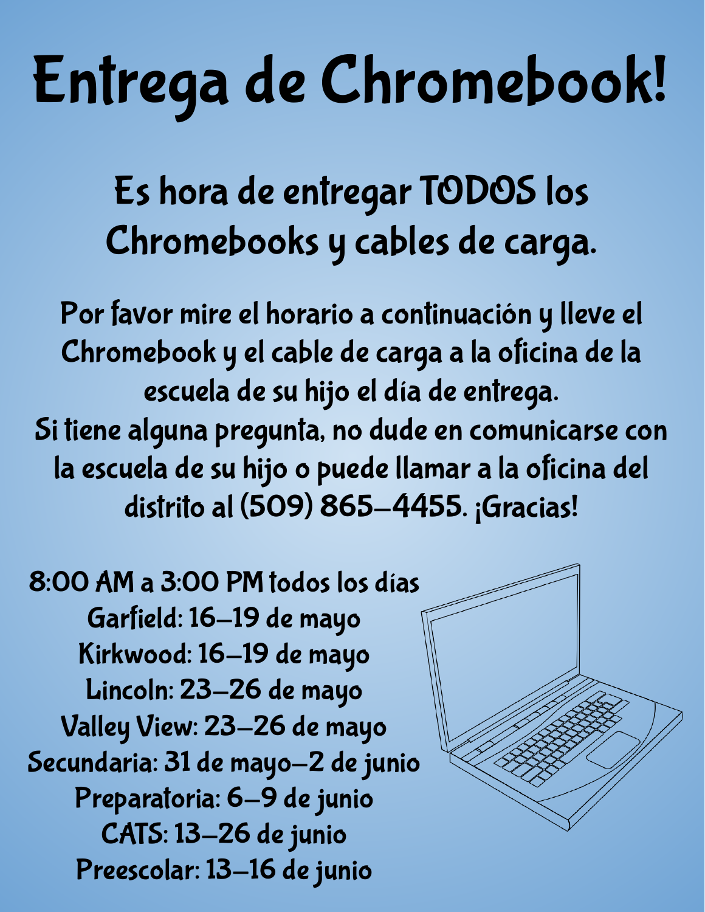# Entrega de Chromebook!

## Es hora de entregar TODOS los Chromebooks y cables de carga.

**Por favor mire el horario a continuación y lleve el Chromebook y el cable de carga a la oficina de la escuela de su hijo el día de entrega.**
**Si tiene alguna pregunta, no dude en comunicarse con la escuela de su hijo o puede llamar a la oficina del distrito al (509) 865-4455. ¡Gracias!**

**8:00 AM a 3:00 PM todos los días**
**Garfield: 16-19 de mayo**
**Kirkwood: 16-19 de mayo**
**Lincoln: 23-26 de mayo**
**Valley View: 23-26 de mayo**
**Secundaria: 31 de mayo-2 de junio**
**Preparatoria: 6-9 de junio**
**CATS: 13-26 de junio**
**Preescolar: 13-16 de junio**